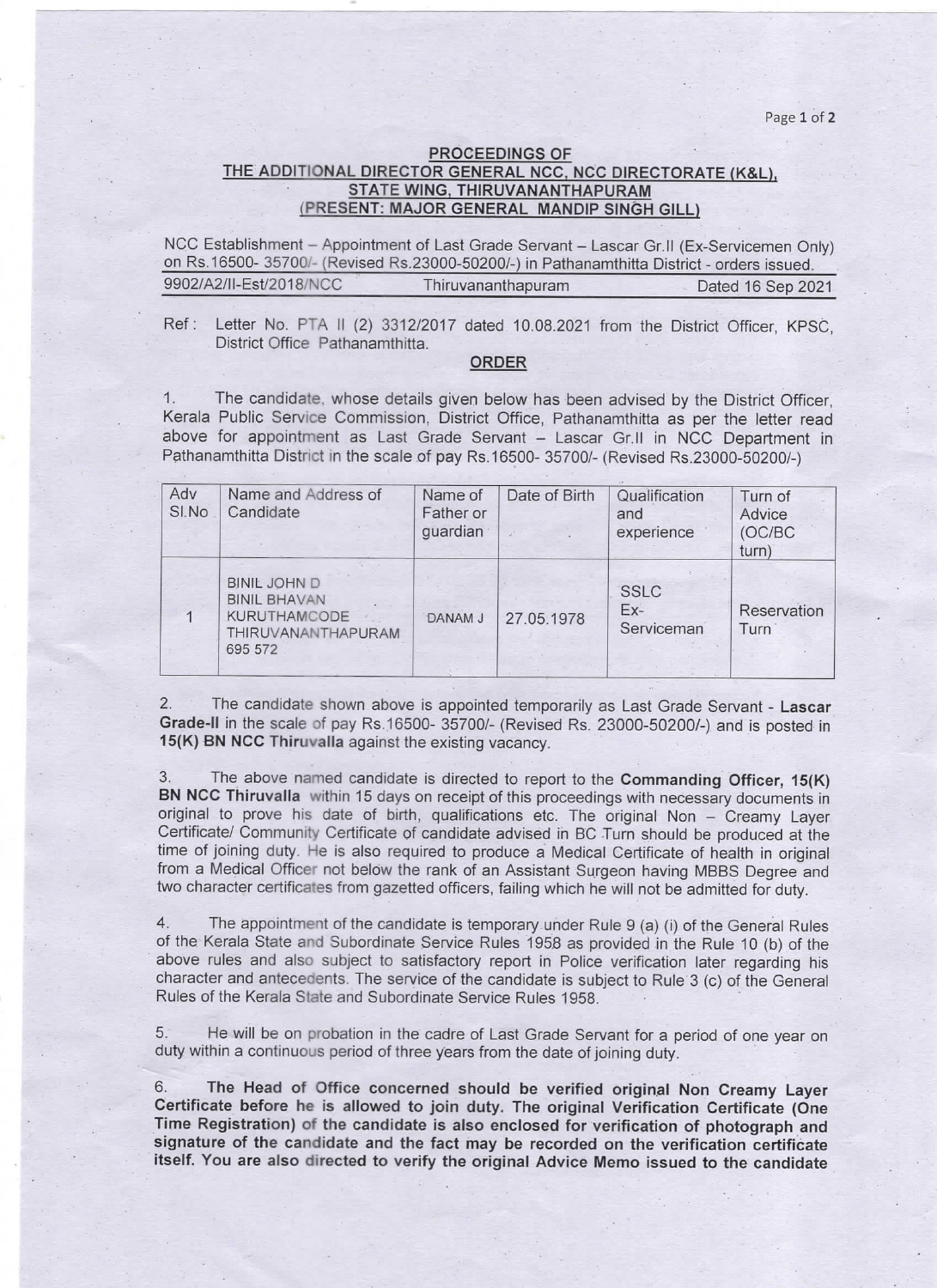**PROCEEDINGS OF**
**THE ADDITIONAL DIRECTOR GENERAL NCC, NCC DIRECTORATE (K&L), STATE WING, THIRUVANANTHAPURAM**
**(PRESENT: MAJOR GENERAL MANDIP SINGH GILL)**

NCC Establishment – Appointment of Last Grade Servant – Lascar Gr.II (Ex-Servicemen Only) on Rs.16500- 35700/- (Revised Rs.23000-50200/-) in Pathanamthitta District - orders issued.

9902/A2/II-Est/2018/NCC Thiruvananthapuram Dated 16 Sep 2021

Ref: Letter No. PTA II (2) 3312/2017 dated 10.08.2021 from the District Officer, KPSC, District Office Pathanamthitta.

**ORDER**

1. The candidate, whose details given below has been advised by the District Officer, Kerala Public Service Commission, District Office, Pathanamthitta as per the letter read above for appointment as Last Grade Servant – Lascar Gr.II in NCC Department in Pathanamthitta District in the scale of pay Rs.16500- 35700/- (Revised Rs.23000-50200/-)

| Adv Sl.No | Name and Address of Candidate | Name of Father or guardian | Date of Birth | Qualification and experience | Turn of Advice (OC/BC turn) |
|---|---|---|---|---|---|
| 1 | BINIL JOHN D<br>BINIL BHAVAN<br>KURUTHAMCODE<br>THIRUVANANTHAPURAM<br>695 572 | DANAM J | 27.05.1978 | SSLC<br>Ex-Serviceman | Reservation Turn |

2. The candidate shown above is appointed temporarily as Last Grade Servant - **Lascar Grade-II** in the scale of pay Rs.16500- 35700/- (Revised Rs. 23000-50200/-) and is posted in **15(K) BN NCC Thiruvalla** against the existing vacancy.

3. The above named candidate is directed to report to the **Commanding Officer, 15(K) BN NCC Thiruvalla** within 15 days on receipt of this proceedings with necessary documents in original to prove his date of birth, qualifications etc. The original Non – Creamy Layer Certificate/ Community Certificate of candidate advised in BC Turn should be produced at the time of joining duty. He is also required to produce a Medical Certificate of health in original from a Medical Officer not below the rank of an Assistant Surgeon having MBBS Degree and two character certificates from gazetted officers, failing which he will not be admitted for duty.

4. The appointment of the candidate is temporary under Rule 9 (a) (i) of the General Rules of the Kerala State and Subordinate Service Rules 1958 as provided in the Rule 10 (b) of the above rules and also subject to satisfactory report in Police verification later regarding his character and antecedents. The service of the candidate is subject to Rule 3 (c) of the General Rules of the Kerala State and Subordinate Service Rules 1958.

5. He will be on probation in the cadre of Last Grade Servant for a period of one year on duty within a continuous period of three years from the date of joining duty.

6. **The Head of Office concerned should be verified original Non Creamy Layer Certificate before he is allowed to join duty. The original Verification Certificate (One Time Registration) of the candidate is also enclosed for verification of photograph and signature of the candidate and the fact may be recorded on the verification certificate itself. You are also directed to verify the original Advice Memo issued to the candidate**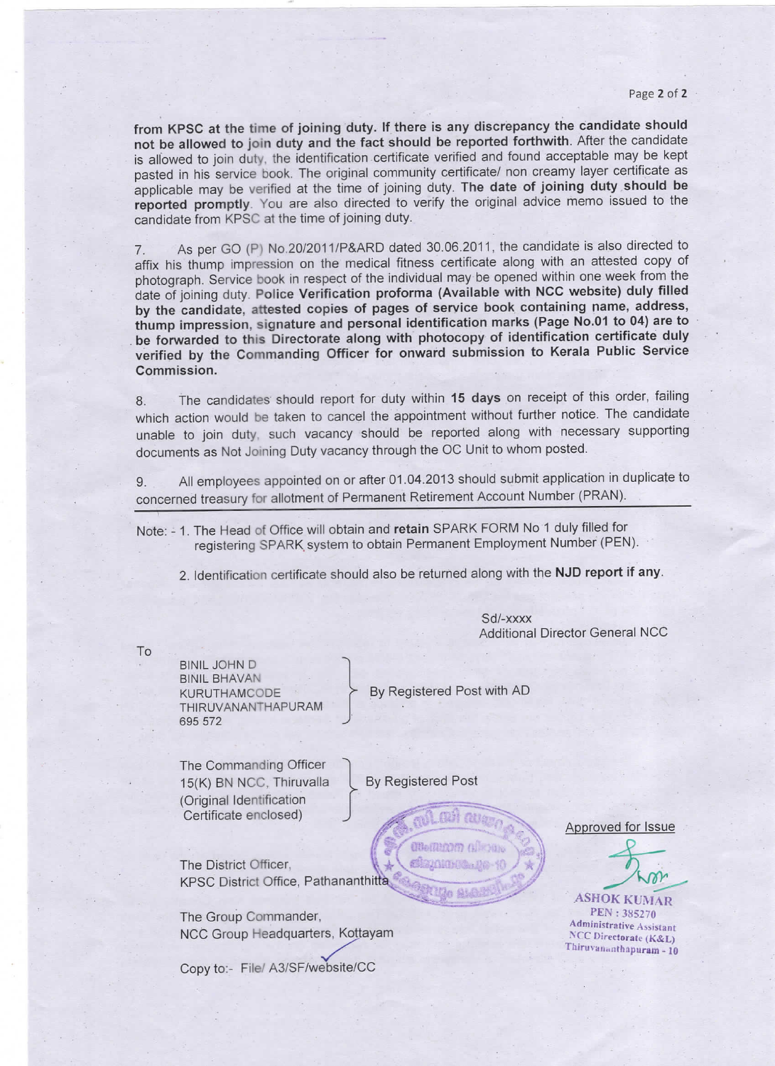from KPSC at the time of joining duty. **If there is any discrepancy the candidate should not be allowed to join duty and the fact should be reported forthwith**. After the candidate is allowed to join duty, the identification certificate verified and found acceptable may be kept pasted in his service book. The original community certificate/ non creamy layer certificate as applicable may be verified at the time of joining duty. **The date of joining duty should be reported promptly**. You are also directed to verify the original advice memo issued to the candidate from KPSC at the time of joining duty.

7. As per GO (P) No.20/2011/P&ARD dated 30.06.2011, the candidate is also directed to affix his thump impression on the medical fitness certificate along with an attested copy of photograph. Service book in respect of the individual may be opened within one week from the date of joining duty. **Police Verification proforma (Available with NCC website) duly filled by the candidate, attested copies of pages of service book containing name, address, thump impression, signature and personal identification marks (Page No.01 to 04) are to be forwarded to this Directorate along with photocopy of identification certificate duly verified by the Commanding Officer for onward submission to Kerala Public Service Commission.**

8. The candidates should report for duty within **15 days** on receipt of this order, failing which action would be taken to cancel the appointment without further notice. The candidate unable to join duty, such vacancy should be reported along with necessary supporting documents as Not Joining Duty vacancy through the OC Unit to whom posted.

9. All employees appointed on or after 01.04.2013 should submit application in duplicate to concerned treasury for allotment of Permanent Retirement Account Number (PRAN).

---

Note: - 1. The Head of Office will obtain and **retain** SPARK FORM No 1 duly filled for registering SPARK system to obtain Permanent Employment Number (PEN).

2. Identification certificate should also be returned along with the **NJD report if any**.

Sd/-xxxx
Additional Director General NCC

To

BINIL JOHN D
BINIL BHAVAN
KURUTHAMCODE
THIRUVANANTHAPURAM
695 572
} By Registered Post with AD

The Commanding Officer
15(K) BN NCC, Thiruvalla
(Original Identification Certificate enclosed)
} By Registered Post

The District Officer,
KPSC District Office, Pathananthitta

The Group Commander,
NCC Group Headquarters, Kottayam

Copy to:- File/ A3/SF/website/CC

Approved for Issue

ASHOK KUMAR
PEN : 385270
Administrative Assistant
NCC Directorate (K&L)
Thiruvananthapuram - 10